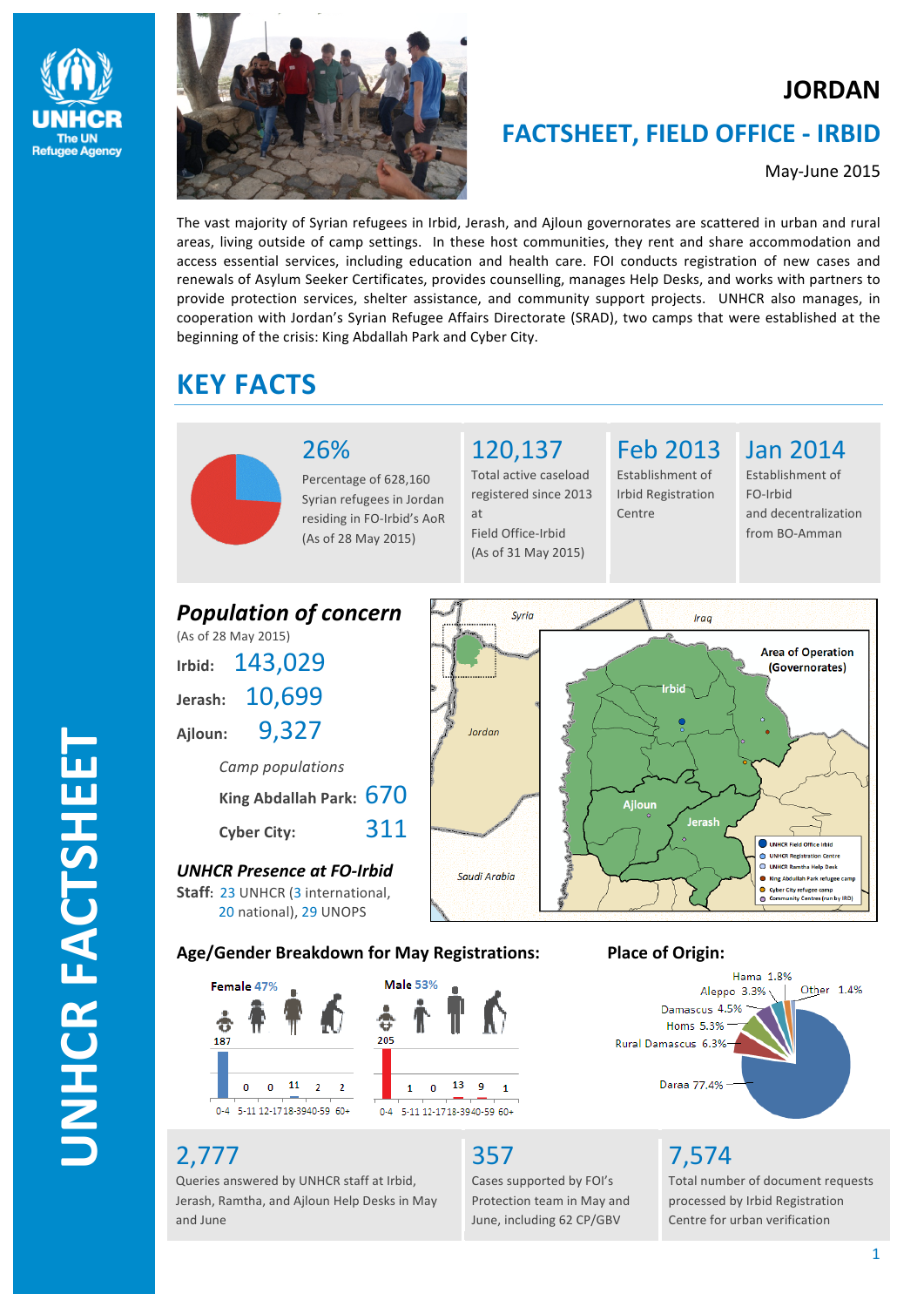# JORDAN

## FACTSHEET, FIELD OFFICE - IRBID

May-June 2015

The vast majority of Syrian refugees in Irbid, Jerash, and Ajloun governorates are scattered in urban and rural areas, living outside of camp settings. In these host communities, they rent and share accommodation and access essential services, including education and health care. FOI conducts registration of new cases and renewals of Asylum Seeker Certificates, provides counselling, manages Help Desks, and works with partners to provide protection services, shelter assistance, and community support projects. UNHCR also manages, in cooperation with Jordan's Syrian Refugee Affairs Directorate (SRAD), two camps that were established at the beginning of the crisis: King Abdallah Park and Cyber City.

## KEY FACTS

**26%**
Percentage of 628,160 Syrian refugees in Jordan residing in FO-Irbid's AoR (As of 28 May 2015)

**120,137**
Total active caseload registered since 2013 at Field Office-Irbid (As of 31 May 2015)

**Feb 2013**
Establishment of Irbid Registration Centre

**Jan 2014**
Establishment of FO-Irbid and decentralization from BO-Amman

### *Population of concern*

(As of 28 May 2015)

**Irbid:** 143,029

**Jerash:** 10,699

**Ajloun:** 9,327

*Camp populations*

**King Abdallah Park:** 670

**Cyber City:** 311

### *UNHCR Presence at FO-Irbid*

**Staff:** 23 UNHCR (3 international, 20 national), 29 UNOPS

Map: Area of Operation (Governorates) — Irbid, Ajloun, Jerash; Syria, Iraq, Jordan, Saudi Arabia. Legend: UNHCR Field Office Irbid; UNHCR Registration Centre; UNHCR Ramtha Help Desk; King Abdallah Park refugee camp; Cyber City refugee camp; Community Centres (run by IRD)

### Age/Gender Breakdown for May Registrations:

| Age | Female 47% | Male 53% |
|---|---|---|
| 0-4 | 187 | 205 |
| 5-11 | 0 | 1 |
| 12-17 | 0 | 0 |
| 18-39 | 11 | 13 |
| 40-59 | 2 | 9 |
| 60+ | 2 | 1 |

### Place of Origin:

| Place | % |
|---|---|
| Daraa | 77.4% |
| Rural Damascus | 6.3% |
| Homs | 5.3% |
| Damascus | 4.5% |
| Aleppo | 3.3% |
| Hama | 1.8% |
| Other | 1.4% |

**2,777**
Queries answered by UNHCR staff at Irbid, Jerash, Ramtha, and Ajloun Help Desks in May and June

**357**
Cases supported by FOI's Protection team in May and June, including 62 CP/GBV

**7,574**
Total number of document requests processed by Irbid Registration Centre for urban verification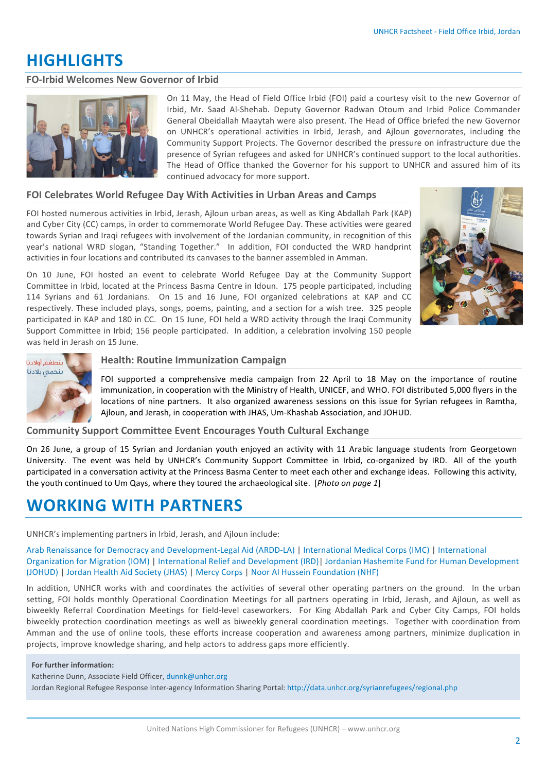# HIGHLIGHTS

## FO-Irbid Welcomes New Governor of Irbid

On 11 May, the Head of Field Office Irbid (FOI) paid a courtesy visit to the new Governor of Irbid, Mr. Saad Al-Shehab. Deputy Governor Radwan Otoum and Irbid Police Commander General Obeidallah Maaytah were also present. The Head of Office briefed the new Governor on UNHCR's operational activities in Irbid, Jerash, and Ajloun governorates, including the Community Support Projects. The Governor described the pressure on infrastructure due the presence of Syrian refugees and asked for UNHCR's continued support to the local authorities. The Head of Office thanked the Governor for his support to UNHCR and assured him of its continued advocacy for more support.

## FOI Celebrates World Refugee Day With Activities in Urban Areas and Camps

FOI hosted numerous activities in Irbid, Jerash, Ajloun urban areas, as well as King Abdallah Park (KAP) and Cyber City (CC) camps, in order to commemorate World Refugee Day. These activities were geared towards Syrian and Iraqi refugees with involvement of the Jordanian community, in recognition of this year's national WRD slogan, "Standing Together." In addition, FOI conducted the WRD handprint activities in four locations and contributed its canvases to the banner assembled in Amman.

On 10 June, FOI hosted an event to celebrate World Refugee Day at the Community Support Committee in Irbid, located at the Princess Basma Centre in Idoun. 175 people participated, including 114 Syrians and 61 Jordanians. On 15 and 16 June, FOI organized celebrations at KAP and CC respectively. These included plays, songs, poems, painting, and a section for a wish tree. 325 people participated in KAP and 180 in CC. On 15 June, FOI held a WRD activity through the Iraqi Community Support Committee in Irbid; 156 people participated. In addition, a celebration involving 150 people was held in Jerash on 15 June.

## Health: Routine Immunization Campaign

FOI supported a comprehensive media campaign from 22 April to 18 May on the importance of routine immunization, in cooperation with the Ministry of Health, UNICEF, and WHO. FOI distributed 5,000 flyers in the locations of nine partners. It also organized awareness sessions on this issue for Syrian refugees in Ramtha, Ajloun, and Jerash, in cooperation with JHAS, Um-Khashab Association, and JOHUD.

## Community Support Committee Event Encourages Youth Cultural Exchange

On 26 June, a group of 15 Syrian and Jordanian youth enjoyed an activity with 11 Arabic language students from Georgetown University. The event was held by UNHCR's Community Support Committee in Irbid, co-organized by IRD. All of the youth participated in a conversation activity at the Princess Basma Center to meet each other and exchange ideas. Following this activity, the youth continued to Um Qays, where they toured the archaeological site. [*Photo on page 1*]

# WORKING WITH PARTNERS

UNHCR's implementing partners in Irbid, Jerash, and Ajloun include:

Arab Renaissance for Democracy and Development-Legal Aid (ARDD-LA) | International Medical Corps (IMC) | International Organization for Migration (IOM) | International Relief and Development (IRD)| Jordanian Hashemite Fund for Human Development (JOHUD) | Jordan Health Aid Society (JHAS) | Mercy Corps | Noor Al Hussein Foundation (NHF)

In addition, UNHCR works with and coordinates the activities of several other operating partners on the ground. In the urban setting, FOI holds monthly Operational Coordination Meetings for all partners operating in Irbid, Jerash, and Ajloun, as well as biweekly Referral Coordination Meetings for field-level caseworkers. For King Abdallah Park and Cyber City Camps, FOI holds biweekly protection coordination meetings as well as biweekly general coordination meetings. Together with coordination from Amman and the use of online tools, these efforts increase cooperation and awareness among partners, minimize duplication in projects, improve knowledge sharing, and help actors to address gaps more efficiently.

**For further information:**
Katherine Dunn, Associate Field Officer, dunnk@unhcr.org
Jordan Regional Refugee Response Inter-agency Information Sharing Portal: http://data.unhcr.org/syrianrefugees/regional.php